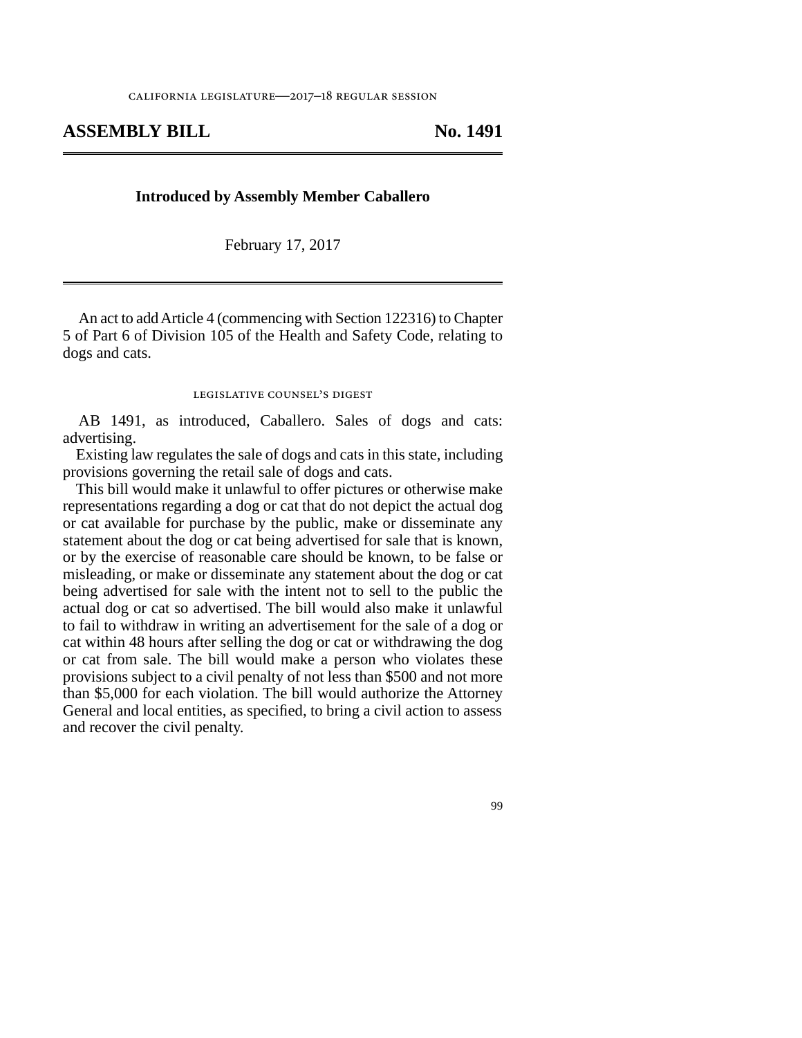california legislature—2017–18 regular session

# ASSEMBLY BILL No. 1491

**Introduced by Assembly Member Caballero**

February 17, 2017

An act to add Article 4 (commencing with Section 122316) to Chapter 5 of Part 6 of Division 105 of the Health and Safety Code, relating to dogs and cats.

legislative counsel's digest

AB 1491, as introduced, Caballero. Sales of dogs and cats: advertising.

Existing law regulates the sale of dogs and cats in this state, including provisions governing the retail sale of dogs and cats.

This bill would make it unlawful to offer pictures or otherwise make representations regarding a dog or cat that do not depict the actual dog or cat available for purchase by the public, make or disseminate any statement about the dog or cat being advertised for sale that is known, or by the exercise of reasonable care should be known, to be false or misleading, or make or disseminate any statement about the dog or cat being advertised for sale with the intent not to sell to the public the actual dog or cat so advertised. The bill would also make it unlawful to fail to withdraw in writing an advertisement for the sale of a dog or cat within 48 hours after selling the dog or cat or withdrawing the dog or cat from sale. The bill would make a person who violates these provisions subject to a civil penalty of not less than $500 and not more than $5,000 for each violation. The bill would authorize the Attorney General and local entities, as specified, to bring a civil action to assess and recover the civil penalty.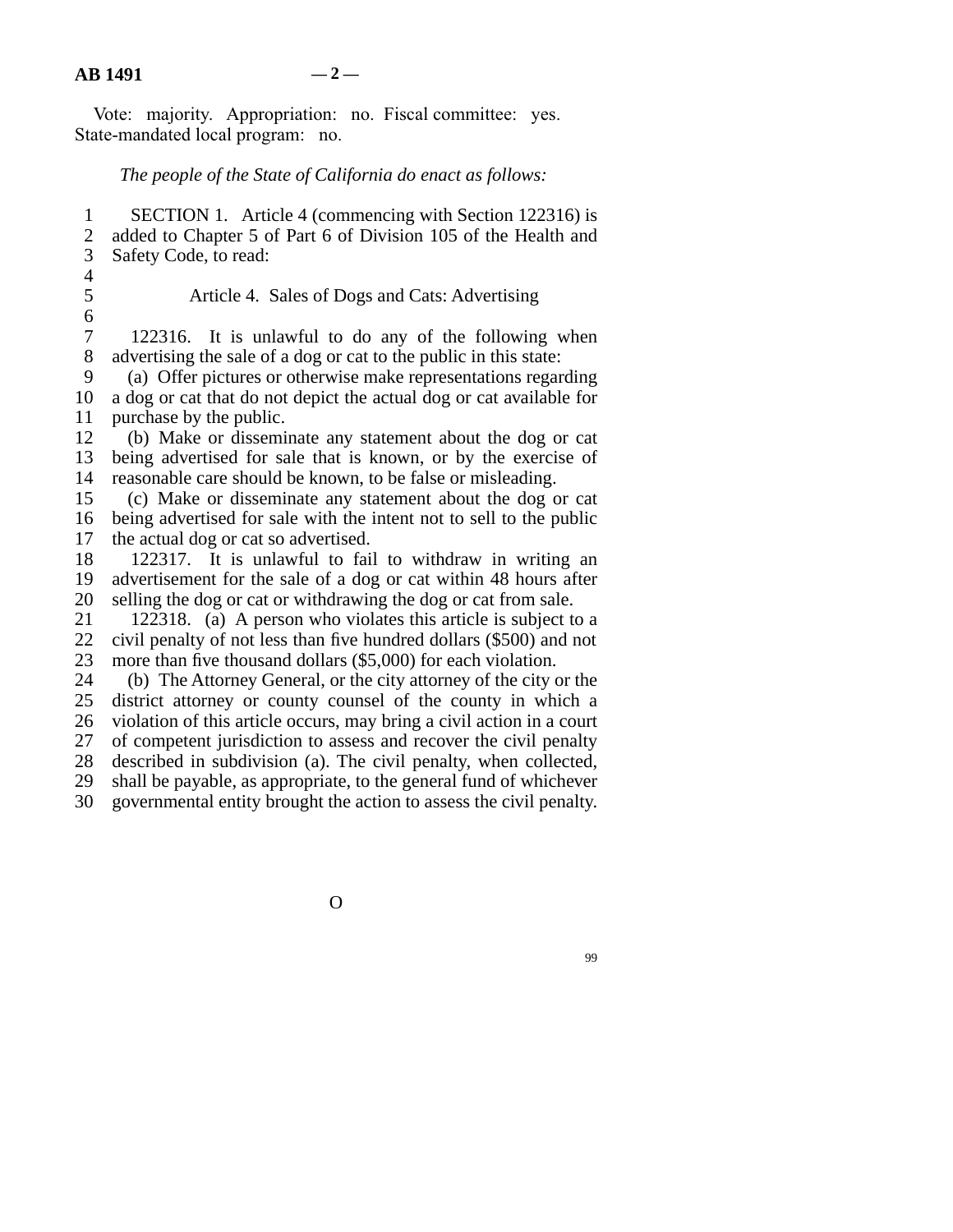Vote: majority. Appropriation: no. Fiscal committee: yes. State-mandated local program: no.

*The people of the State of California do enact as follows:*

SECTION 1. Article 4 (commencing with Section 122316) is added to Chapter 5 of Part 6 of Division 105 of the Health and Safety Code, to read:

### Article 4. Sales of Dogs and Cats: Advertising

122316. It is unlawful to do any of the following when advertising the sale of a dog or cat to the public in this state:

(a) Offer pictures or otherwise make representations regarding a dog or cat that do not depict the actual dog or cat available for purchase by the public.

(b) Make or disseminate any statement about the dog or cat being advertised for sale that is known, or by the exercise of reasonable care should be known, to be false or misleading.

(c) Make or disseminate any statement about the dog or cat being advertised for sale with the intent not to sell to the public the actual dog or cat so advertised.

122317. It is unlawful to fail to withdraw in writing an advertisement for the sale of a dog or cat within 48 hours after selling the dog or cat or withdrawing the dog or cat from sale.

122318. (a) A person who violates this article is subject to a civil penalty of not less than five hundred dollars ($500) and not more than five thousand dollars ($5,000) for each violation.

(b) The Attorney General, or the city attorney of the city or the district attorney or county counsel of the county in which a violation of this article occurs, may bring a civil action in a court of competent jurisdiction to assess and recover the civil penalty described in subdivision (a). The civil penalty, when collected, shall be payable, as appropriate, to the general fund of whichever governmental entity brought the action to assess the civil penalty.

O